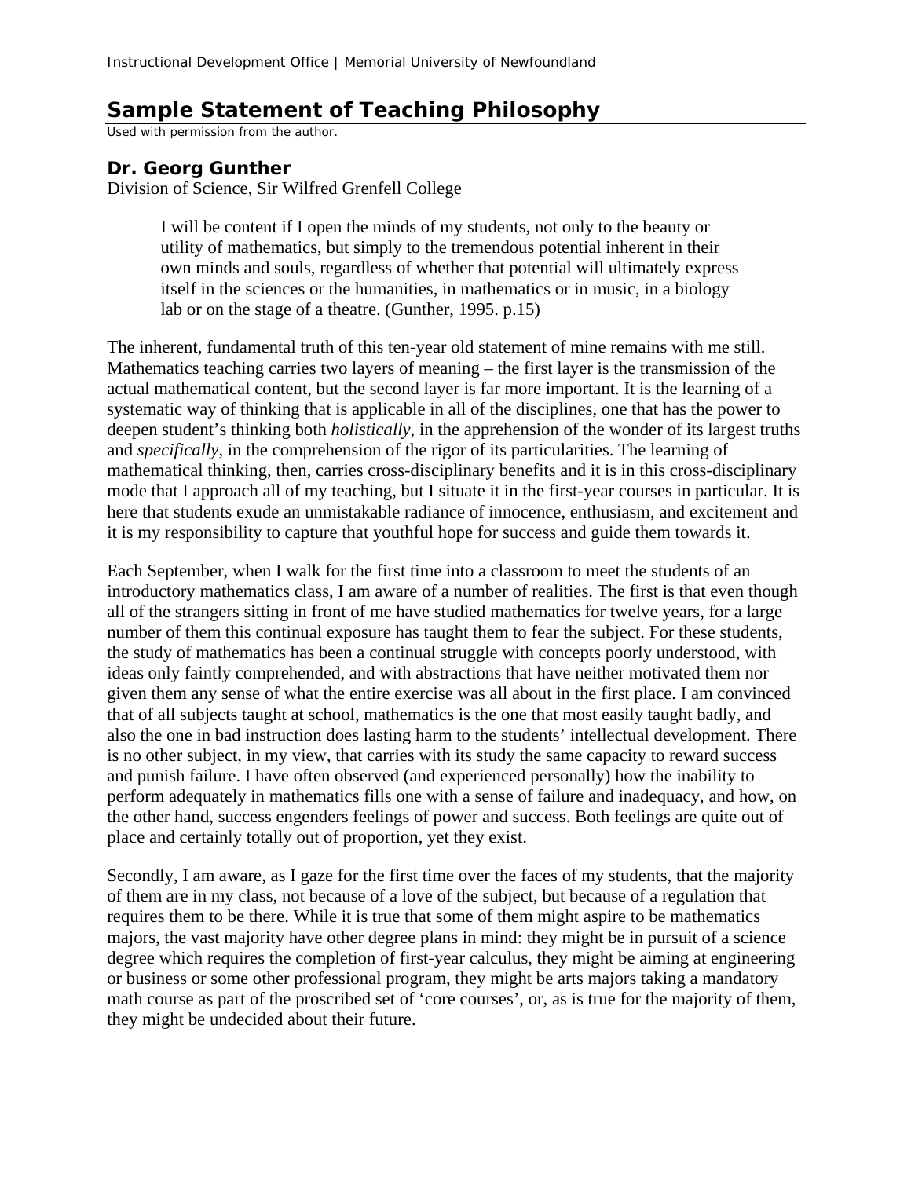Instructional Development Office | Memorial University of Newfoundland

# Sample Statement of Teaching Philosophy

*Used with permission from the author.*

## Dr. Georg Gunther

Division of Science, Sir Wilfred Grenfell College

> I will be content if I open the minds of my students, not only to the beauty or utility of mathematics, but simply to the tremendous potential inherent in their own minds and souls, regardless of whether that potential will ultimately express itself in the sciences or the humanities, in mathematics or in music, in a biology lab or on the stage of a theatre. (Gunther, 1995. p.15)

The inherent, fundamental truth of this ten-year old statement of mine remains with me still. Mathematics teaching carries two layers of meaning – the first layer is the transmission of the actual mathematical content, but the second layer is far more important. It is the learning of a systematic way of thinking that is applicable in all of the disciplines, one that has the power to deepen student's thinking both *holistically*, in the apprehension of the wonder of its largest truths and *specifically*, in the comprehension of the rigor of its particularities. The learning of mathematical thinking, then, carries cross-disciplinary benefits and it is in this cross-disciplinary mode that I approach all of my teaching, but I situate it in the first-year courses in particular. It is here that students exude an unmistakable radiance of innocence, enthusiasm, and excitement and it is my responsibility to capture that youthful hope for success and guide them towards it.

Each September, when I walk for the first time into a classroom to meet the students of an introductory mathematics class, I am aware of a number of realities. The first is that even though all of the strangers sitting in front of me have studied mathematics for twelve years, for a large number of them this continual exposure has taught them to fear the subject. For these students, the study of mathematics has been a continual struggle with concepts poorly understood, with ideas only faintly comprehended, and with abstractions that have neither motivated them nor given them any sense of what the entire exercise was all about in the first place. I am convinced that of all subjects taught at school, mathematics is the one that most easily taught badly, and also the one in bad instruction does lasting harm to the students' intellectual development. There is no other subject, in my view, that carries with its study the same capacity to reward success and punish failure. I have often observed (and experienced personally) how the inability to perform adequately in mathematics fills one with a sense of failure and inadequacy, and how, on the other hand, success engenders feelings of power and success. Both feelings are quite out of place and certainly totally out of proportion, yet they exist.

Secondly, I am aware, as I gaze for the first time over the faces of my students, that the majority of them are in my class, not because of a love of the subject, but because of a regulation that requires them to be there. While it is true that some of them might aspire to be mathematics majors, the vast majority have other degree plans in mind: they might be in pursuit of a science degree which requires the completion of first-year calculus, they might be aiming at engineering or business or some other professional program, they might be arts majors taking a mandatory math course as part of the proscribed set of 'core courses', or, as is true for the majority of them, they might be undecided about their future.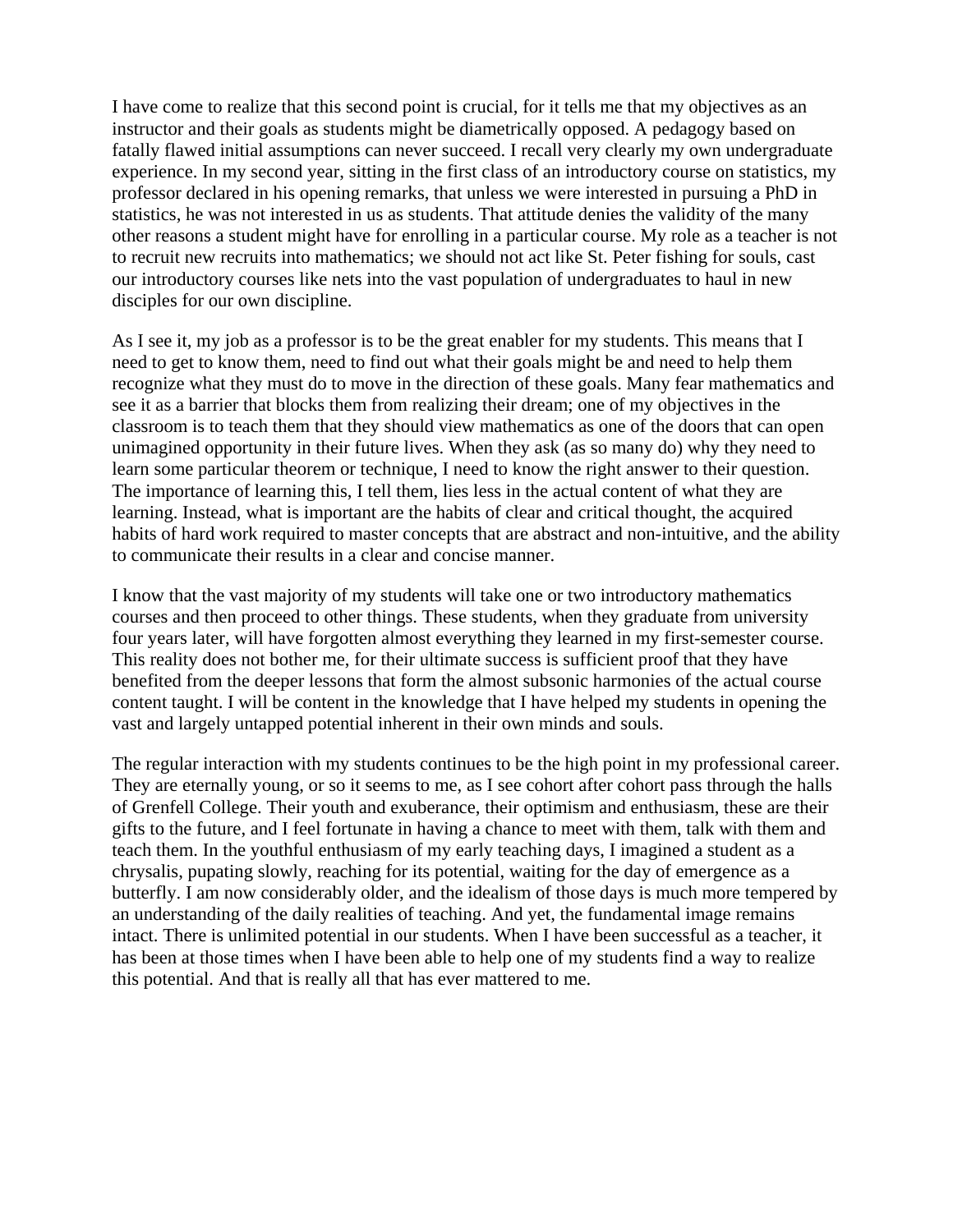I have come to realize that this second point is crucial, for it tells me that my objectives as an instructor and their goals as students might be diametrically opposed. A pedagogy based on fatally flawed initial assumptions can never succeed. I recall very clearly my own undergraduate experience. In my second year, sitting in the first class of an introductory course on statistics, my professor declared in his opening remarks, that unless we were interested in pursuing a PhD in statistics, he was not interested in us as students. That attitude denies the validity of the many other reasons a student might have for enrolling in a particular course. My role as a teacher is not to recruit new recruits into mathematics; we should not act like St. Peter fishing for souls, cast our introductory courses like nets into the vast population of undergraduates to haul in new disciples for our own discipline.

As I see it, my job as a professor is to be the great enabler for my students. This means that I need to get to know them, need to find out what their goals might be and need to help them recognize what they must do to move in the direction of these goals. Many fear mathematics and see it as a barrier that blocks them from realizing their dream; one of my objectives in the classroom is to teach them that they should view mathematics as one of the doors that can open unimagined opportunity in their future lives. When they ask (as so many do) why they need to learn some particular theorem or technique, I need to know the right answer to their question. The importance of learning this, I tell them, lies less in the actual content of what they are learning. Instead, what is important are the habits of clear and critical thought, the acquired habits of hard work required to master concepts that are abstract and non-intuitive, and the ability to communicate their results in a clear and concise manner.

I know that the vast majority of my students will take one or two introductory mathematics courses and then proceed to other things. These students, when they graduate from university four years later, will have forgotten almost everything they learned in my first-semester course. This reality does not bother me, for their ultimate success is sufficient proof that they have benefited from the deeper lessons that form the almost subsonic harmonies of the actual course content taught. I will be content in the knowledge that I have helped my students in opening the vast and largely untapped potential inherent in their own minds and souls.

The regular interaction with my students continues to be the high point in my professional career. They are eternally young, or so it seems to me, as I see cohort after cohort pass through the halls of Grenfell College. Their youth and exuberance, their optimism and enthusiasm, these are their gifts to the future, and I feel fortunate in having a chance to meet with them, talk with them and teach them. In the youthful enthusiasm of my early teaching days, I imagined a student as a chrysalis, pupating slowly, reaching for its potential, waiting for the day of emergence as a butterfly. I am now considerably older, and the idealism of those days is much more tempered by an understanding of the daily realities of teaching. And yet, the fundamental image remains intact. There is unlimited potential in our students. When I have been successful as a teacher, it has been at those times when I have been able to help one of my students find a way to realize this potential. And that is really all that has ever mattered to me.